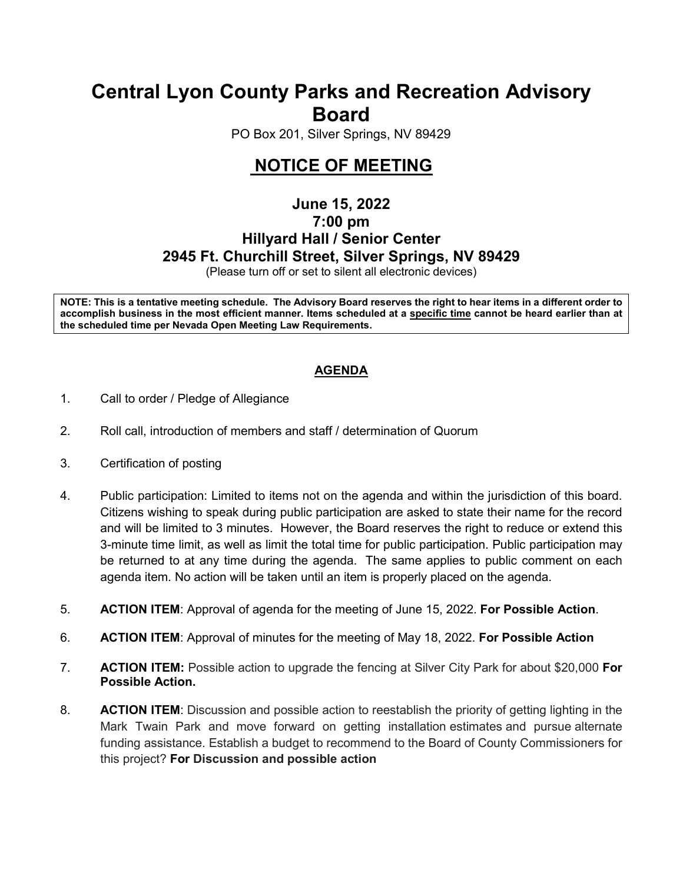# Central Lyon County Parks and Recreation Advisory Board

PO Box 201, Silver Springs, NV 89429

## NOTICE OF MEETING

### June 15, 2022
### 7:00 pm
### Hillyard Hall / Senior Center
### 2945 Ft. Churchill Street, Silver Springs, NV 89429

(Please turn off or set to silent all electronic devices)

**NOTE: This is a tentative meeting schedule. The Advisory Board reserves the right to hear items in a different order to accomplish business in the most efficient manner. Items scheduled at a specific time cannot be heard earlier than at the scheduled time per Nevada Open Meeting Law Requirements.**

## AGENDA

1. Call to order / Pledge of Allegiance

2. Roll call, introduction of members and staff / determination of Quorum

3. Certification of posting

4. Public participation: Limited to items not on the agenda and within the jurisdiction of this board. Citizens wishing to speak during public participation are asked to state their name for the record and will be limited to 3 minutes. However, the Board reserves the right to reduce or extend this 3-minute time limit, as well as limit the total time for public participation. Public participation may be returned to at any time during the agenda. The same applies to public comment on each agenda item. No action will be taken until an item is properly placed on the agenda.

5. **ACTION ITEM**: Approval of agenda for the meeting of June 15, 2022. **For Possible Action**.

6. **ACTION ITEM**: Approval of minutes for the meeting of May 18, 2022. **For Possible Action**

7. **ACTION ITEM:** Possible action to upgrade the fencing at Silver City Park for about $20,000 **For Possible Action.**

8. **ACTION ITEM**: Discussion and possible action to reestablish the priority of getting lighting in the Mark Twain Park and move forward on getting installation estimates and pursue alternate funding assistance. Establish a budget to recommend to the Board of County Commissioners for this project? **For Discussion and possible action**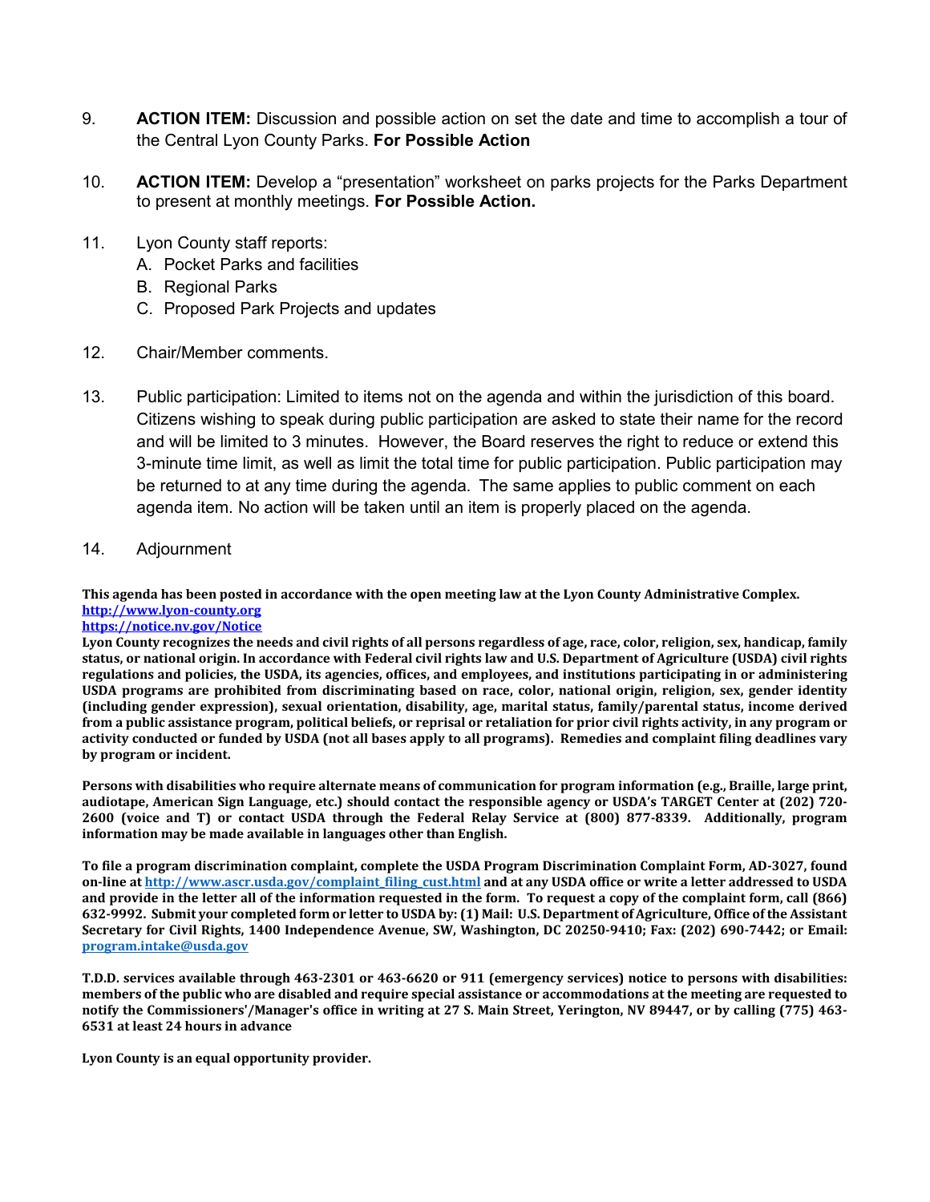9. **ACTION ITEM:** Discussion and possible action on set the date and time to accomplish a tour of the Central Lyon County Parks. **For Possible Action**

10. **ACTION ITEM:** Develop a "presentation" worksheet on parks projects for the Parks Department to present at monthly meetings. **For Possible Action.**

11. Lyon County staff reports:
    A. Pocket Parks and facilities
    B. Regional Parks
    C. Proposed Park Projects and updates

12. Chair/Member comments.

13. Public participation: Limited to items not on the agenda and within the jurisdiction of this board. Citizens wishing to speak during public participation are asked to state their name for the record and will be limited to 3 minutes. However, the Board reserves the right to reduce or extend this 3-minute time limit, as well as limit the total time for public participation. Public participation may be returned to at any time during the agenda. The same applies to public comment on each agenda item. No action will be taken until an item is properly placed on the agenda.

14. Adjournment

**This agenda has been posted in accordance with the open meeting law at the Lyon County Administrative Complex.**
**http://www.lyon-county.org**
**https://notice.nv.gov/Notice**
**Lyon County recognizes the needs and civil rights of all persons regardless of age, race, color, religion, sex, handicap, family status, or national origin. In accordance with Federal civil rights law and U.S. Department of Agriculture (USDA) civil rights regulations and policies, the USDA, its agencies, offices, and employees, and institutions participating in or administering USDA programs are prohibited from discriminating based on race, color, national origin, religion, sex, gender identity (including gender expression), sexual orientation, disability, age, marital status, family/parental status, income derived from a public assistance program, political beliefs, or reprisal or retaliation for prior civil rights activity, in any program or activity conducted or funded by USDA (not all bases apply to all programs). Remedies and complaint filing deadlines vary by program or incident.**

**Persons with disabilities who require alternate means of communication for program information (e.g., Braille, large print, audiotape, American Sign Language, etc.) should contact the responsible agency or USDA's TARGET Center at (202) 720-2600 (voice and T) or contact USDA through the Federal Relay Service at (800) 877-8339. Additionally, program information may be made available in languages other than English.**

**To file a program discrimination complaint, complete the USDA Program Discrimination Complaint Form, AD-3027, found on-line at http://www.ascr.usda.gov/complaint_filing_cust.html and at any USDA office or write a letter addressed to USDA and provide in the letter all of the information requested in the form. To request a copy of the complaint form, call (866) 632-9992. Submit your completed form or letter to USDA by: (1) Mail: U.S. Department of Agriculture, Office of the Assistant Secretary for Civil Rights, 1400 Independence Avenue, SW, Washington, DC 20250-9410; Fax: (202) 690-7442; or Email: program.intake@usda.gov**

**T.D.D. services available through 463-2301 or 463-6620 or 911 (emergency services) notice to persons with disabilities: members of the public who are disabled and require special assistance or accommodations at the meeting are requested to notify the Commissioners'/Manager's office in writing at 27 S. Main Street, Yerington, NV 89447, or by calling (775) 463-6531 at least 24 hours in advance**

**Lyon County is an equal opportunity provider.**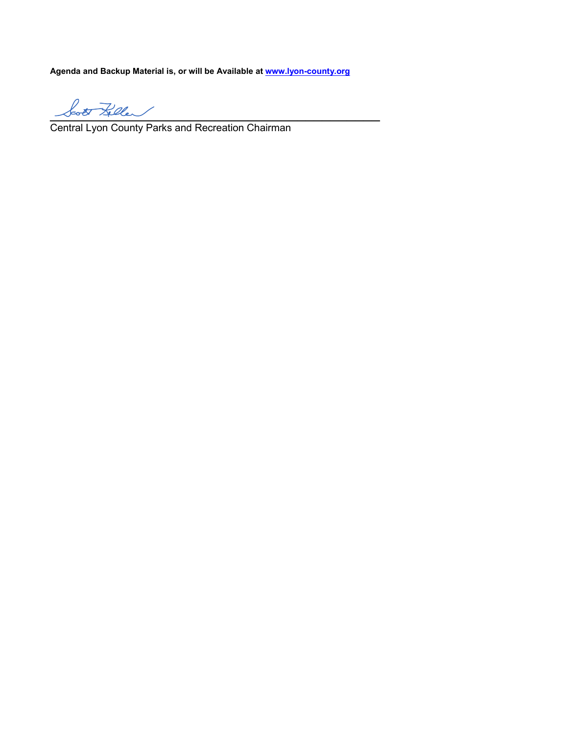**Agenda and Backup Material is, or will be Available at [www.lyon-county.org](http://www.lyon-county.org)**

Central Lyon County Parks and Recreation Chairman